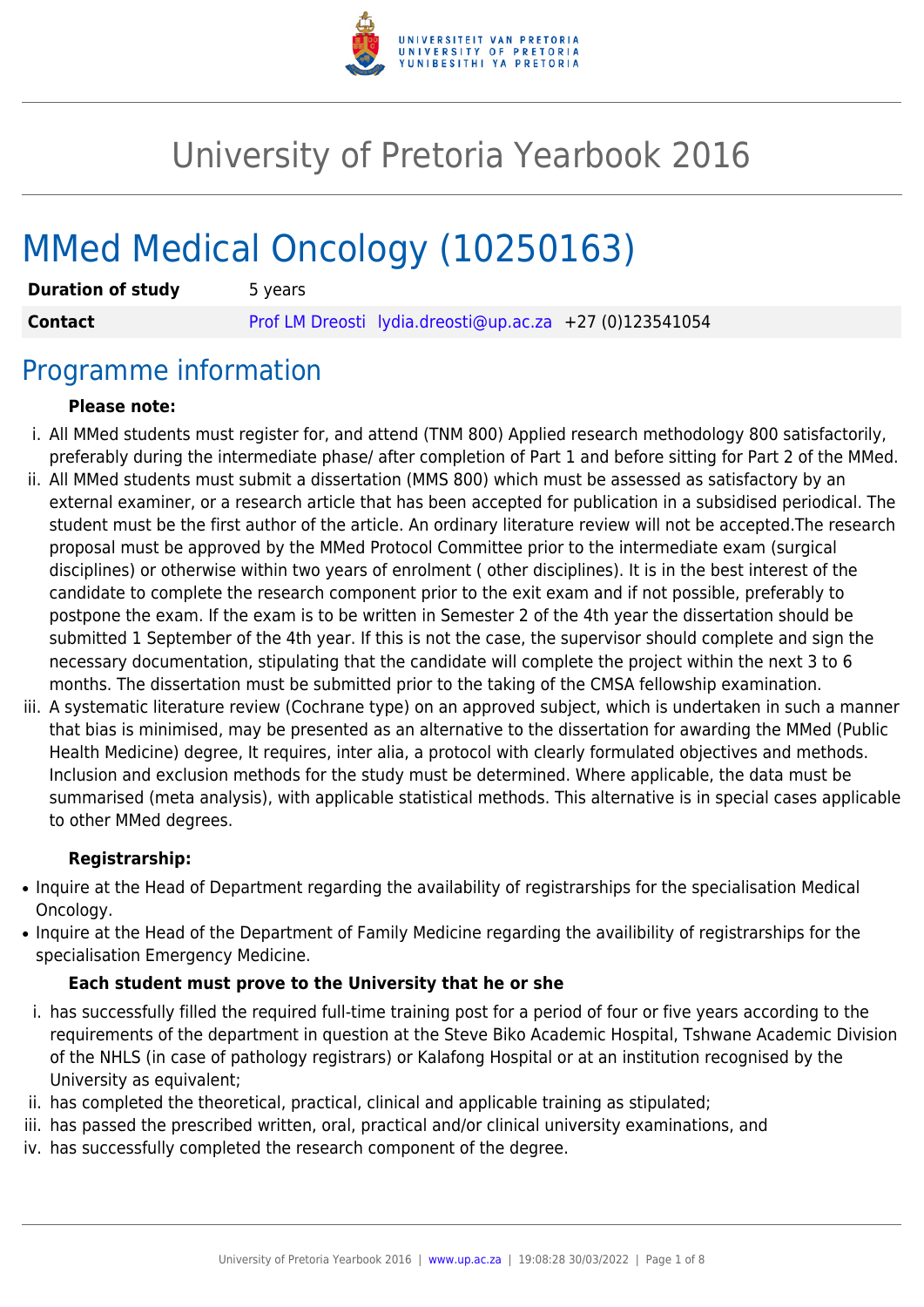# University of Pretoria Yearbook 2016

# MMed Medical Oncology (10250163)

| | |
|---|---|
| **Duration of study** | 5 years |
| **Contact** | Prof LM Dreosti lydia.dreosti@up.ac.za +27 (0)123541054 |

## Programme information

**Please note:**

i. All MMed students must register for, and attend (TNM 800) Applied research methodology 800 satisfactorily, preferably during the intermediate phase/ after completion of Part 1 and before sitting for Part 2 of the MMed.

ii. All MMed students must submit a dissertation (MMS 800) which must be assessed as satisfactory by an external examiner, or a research article that has been accepted for publication in a subsidised periodical. The student must be the first author of the article. An ordinary literature review will not be accepted.The research proposal must be approved by the MMed Protocol Committee prior to the intermediate exam (surgical disciplines) or otherwise within two years of enrolment ( other disciplines). It is in the best interest of the candidate to complete the research component prior to the exit exam and if not possible, preferably to postpone the exam. If the exam is to be written in Semester 2 of the 4th year the dissertation should be submitted 1 September of the 4th year. If this is not the case, the supervisor should complete and sign the necessary documentation, stipulating that the candidate will complete the project within the next 3 to 6 months. The dissertation must be submitted prior to the taking of the CMSA fellowship examination.

iii. A systematic literature review (Cochrane type) on an approved subject, which is undertaken in such a manner that bias is minimised, may be presented as an alternative to the dissertation for awarding the MMed (Public Health Medicine) degree, It requires, inter alia, a protocol with clearly formulated objectives and methods. Inclusion and exclusion methods for the study must be determined. Where applicable, the data must be summarised (meta analysis), with applicable statistical methods. This alternative is in special cases applicable to other MMed degrees.

**Registrarship:**

- Inquire at the Head of Department regarding the availability of registrarships for the specialisation Medical Oncology.
- Inquire at the Head of the Department of Family Medicine regarding the availibility of registrarships for the specialisation Emergency Medicine.

**Each student must prove to the University that he or she**

i. has successfully filled the required full-time training post for a period of four or five years according to the requirements of the department in question at the Steve Biko Academic Hospital, Tshwane Academic Division of the NHLS (in case of pathology registrars) or Kalafong Hospital or at an institution recognised by the University as equivalent;

ii. has completed the theoretical, practical, clinical and applicable training as stipulated;

iii. has passed the prescribed written, oral, practical and/or clinical university examinations, and

iv. has successfully completed the research component of the degree.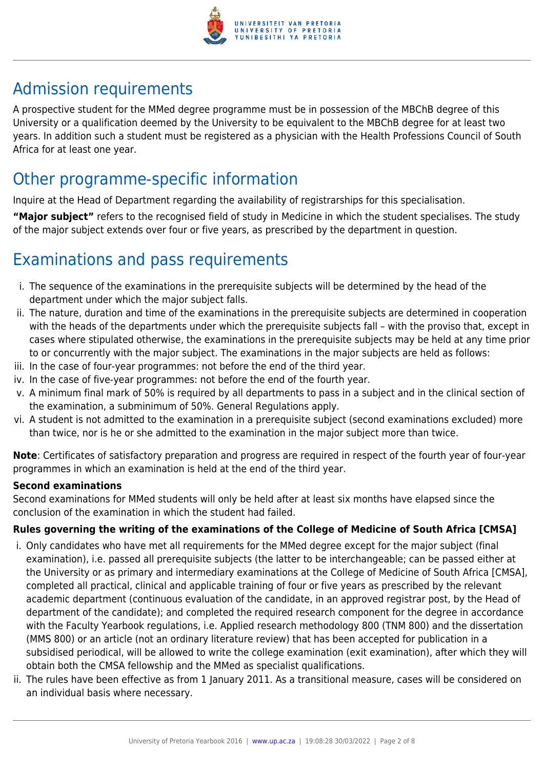## Admission requirements

A prospective student for the MMed degree programme must be in possession of the MBChB degree of this University or a qualification deemed by the University to be equivalent to the MBChB degree for at least two years. In addition such a student must be registered as a physician with the Health Professions Council of South Africa for at least one year.

## Other programme-specific information

Inquire at the Head of Department regarding the availability of registrarships for this specialisation.

**"Major subject"** refers to the recognised field of study in Medicine in which the student specialises. The study of the major subject extends over four or five years, as prescribed by the department in question.

## Examinations and pass requirements

i. The sequence of the examinations in the prerequisite subjects will be determined by the head of the department under which the major subject falls.
ii. The nature, duration and time of the examinations in the prerequisite subjects are determined in cooperation with the heads of the departments under which the prerequisite subjects fall – with the proviso that, except in cases where stipulated otherwise, the examinations in the prerequisite subjects may be held at any time prior to or concurrently with the major subject. The examinations in the major subjects are held as follows:
iii. In the case of four-year programmes: not before the end of the third year.
iv. In the case of five-year programmes: not before the end of the fourth year.
v. A minimum final mark of 50% is required by all departments to pass in a subject and in the clinical section of the examination, a subminimum of 50%. General Regulations apply.
vi. A student is not admitted to the examination in a prerequisite subject (second examinations excluded) more than twice, nor is he or she admitted to the examination in the major subject more than twice.

**Note**: Certificates of satisfactory preparation and progress are required in respect of the fourth year of four-year programmes in which an examination is held at the end of the third year.

**Second examinations**

Second examinations for MMed students will only be held after at least six months have elapsed since the conclusion of the examination in which the student had failed.

**Rules governing the writing of the examinations of the College of Medicine of South Africa [CMSA]**

i. Only candidates who have met all requirements for the MMed degree except for the major subject (final examination), i.e. passed all prerequisite subjects (the latter to be interchangeable; can be passed either at the University or as primary and intermediary examinations at the College of Medicine of South Africa [CMSA], completed all practical, clinical and applicable training of four or five years as prescribed by the relevant academic department (continuous evaluation of the candidate, in an approved registrar post, by the Head of department of the candidate); and completed the required research component for the degree in accordance with the Faculty Yearbook regulations, i.e. Applied research methodology 800 (TNM 800) and the dissertation (MMS 800) or an article (not an ordinary literature review) that has been accepted for publication in a subsidised periodical, will be allowed to write the college examination (exit examination), after which they will obtain both the CMSA fellowship and the MMed as specialist qualifications.
ii. The rules have been effective as from 1 January 2011. As a transitional measure, cases will be considered on an individual basis where necessary.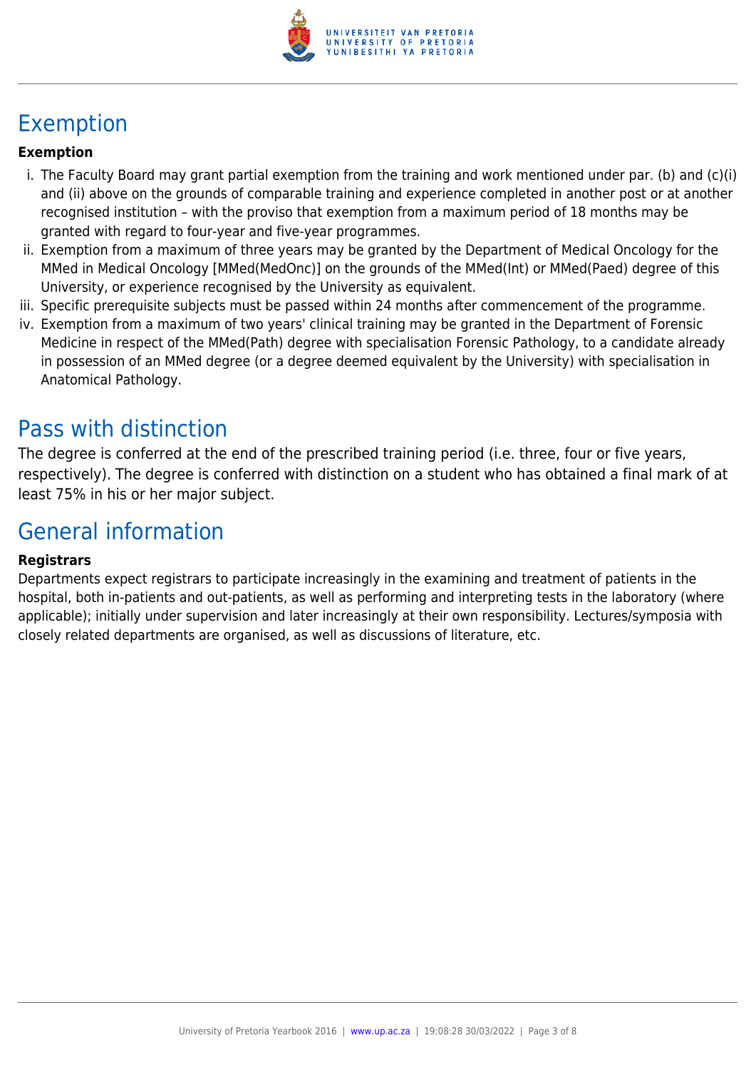## Exemption

**Exemption**

i. The Faculty Board may grant partial exemption from the training and work mentioned under par. (b) and (c)(i) and (ii) above on the grounds of comparable training and experience completed in another post or at another recognised institution – with the proviso that exemption from a maximum period of 18 months may be granted with regard to four-year and five-year programmes.
ii. Exemption from a maximum of three years may be granted by the Department of Medical Oncology for the MMed in Medical Oncology [MMed(MedOnc)] on the grounds of the MMed(Int) or MMed(Paed) degree of this University, or experience recognised by the University as equivalent.
iii. Specific prerequisite subjects must be passed within 24 months after commencement of the programme.
iv. Exemption from a maximum of two years' clinical training may be granted in the Department of Forensic Medicine in respect of the MMed(Path) degree with specialisation Forensic Pathology, to a candidate already in possession of an MMed degree (or a degree deemed equivalent by the University) with specialisation in Anatomical Pathology.

## Pass with distinction

The degree is conferred at the end of the prescribed training period (i.e. three, four or five years, respectively). The degree is conferred with distinction on a student who has obtained a final mark of at least 75% in his or her major subject.

## General information

**Registrars**

Departments expect registrars to participate increasingly in the examining and treatment of patients in the hospital, both in-patients and out-patients, as well as performing and interpreting tests in the laboratory (where applicable); initially under supervision and later increasingly at their own responsibility. Lectures/symposia with closely related departments are organised, as well as discussions of literature, etc.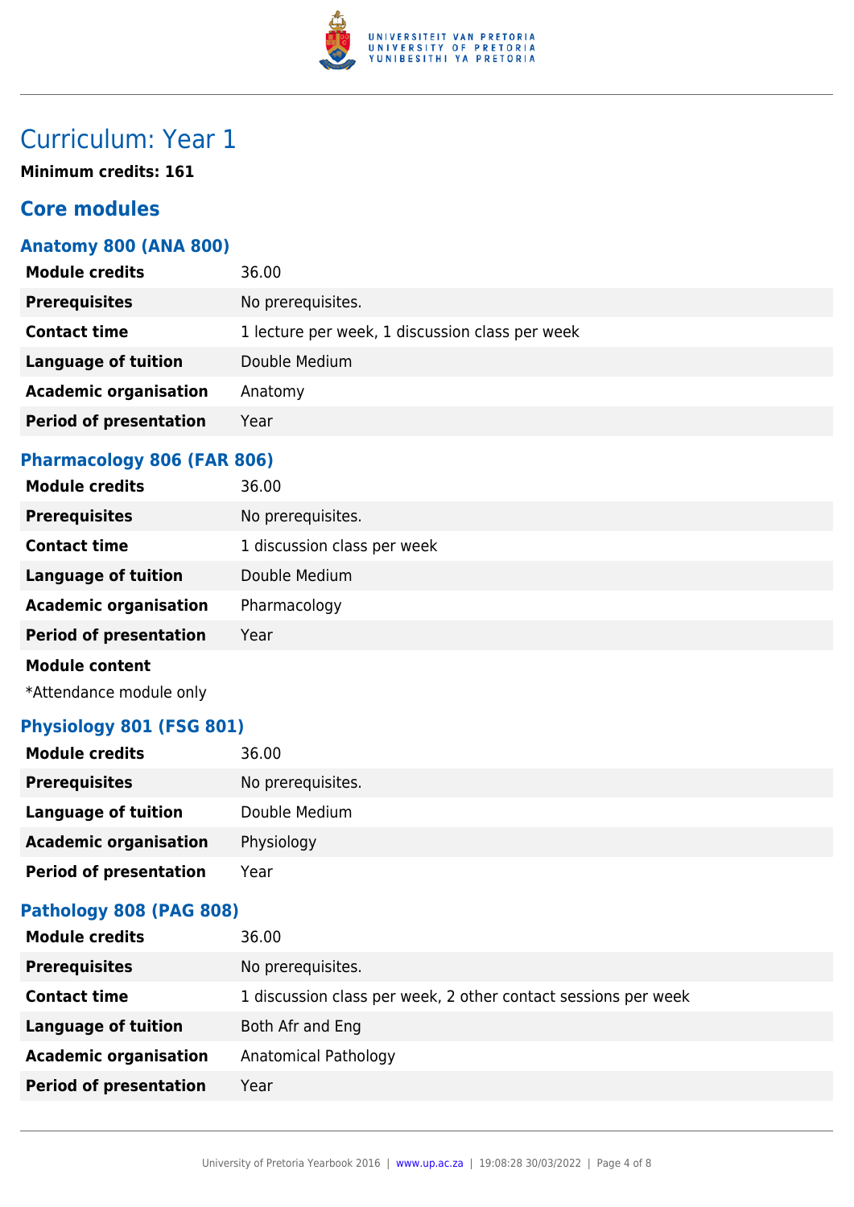# Curriculum: Year 1

**Minimum credits: 161**

## Core modules

### Anatomy 800 (ANA 800)

| | |
|---|---|
| **Module credits** | 36.00 |
| **Prerequisites** | No prerequisites. |
| **Contact time** | 1 lecture per week, 1 discussion class per week |
| **Language of tuition** | Double Medium |
| **Academic organisation** | Anatomy |
| **Period of presentation** | Year |

### Pharmacology 806 (FAR 806)

| | |
|---|---|
| **Module credits** | 36.00 |
| **Prerequisites** | No prerequisites. |
| **Contact time** | 1 discussion class per week |
| **Language of tuition** | Double Medium |
| **Academic organisation** | Pharmacology |
| **Period of presentation** | Year |

**Module content**

*Attendance module only

### Physiology 801 (FSG 801)

| | |
|---|---|
| **Module credits** | 36.00 |
| **Prerequisites** | No prerequisites. |
| **Language of tuition** | Double Medium |
| **Academic organisation** | Physiology |
| **Period of presentation** | Year |

### Pathology 808 (PAG 808)

| | |
|---|---|
| **Module credits** | 36.00 |
| **Prerequisites** | No prerequisites. |
| **Contact time** | 1 discussion class per week, 2 other contact sessions per week |
| **Language of tuition** | Both Afr and Eng |
| **Academic organisation** | Anatomical Pathology |
| **Period of presentation** | Year |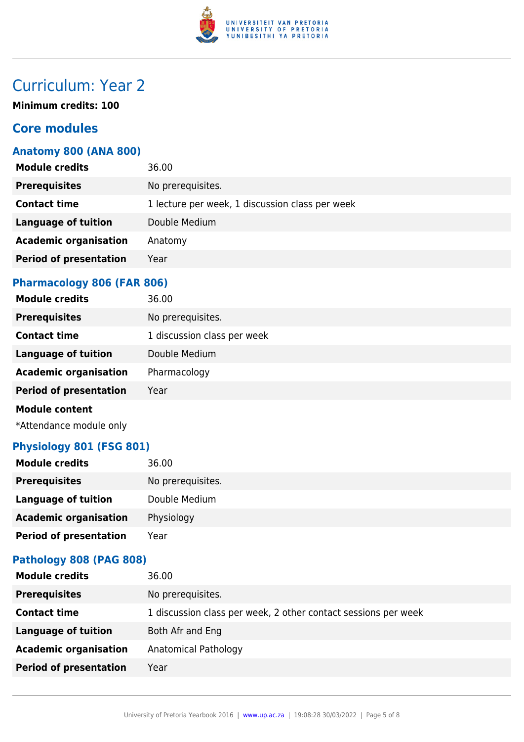# Curriculum: Year 2

**Minimum credits: 100**

## Core modules

### Anatomy 800 (ANA 800)

| | |
|---|---|
| **Module credits** | 36.00 |
| **Prerequisites** | No prerequisites. |
| **Contact time** | 1 lecture per week, 1 discussion class per week |
| **Language of tuition** | Double Medium |
| **Academic organisation** | Anatomy |
| **Period of presentation** | Year |

### Pharmacology 806 (FAR 806)

| | |
|---|---|
| **Module credits** | 36.00 |
| **Prerequisites** | No prerequisites. |
| **Contact time** | 1 discussion class per week |
| **Language of tuition** | Double Medium |
| **Academic organisation** | Pharmacology |
| **Period of presentation** | Year |

**Module content**

*Attendance module only

### Physiology 801 (FSG 801)

| | |
|---|---|
| **Module credits** | 36.00 |
| **Prerequisites** | No prerequisites. |
| **Language of tuition** | Double Medium |
| **Academic organisation** | Physiology |
| **Period of presentation** | Year |

### Pathology 808 (PAG 808)

| | |
|---|---|
| **Module credits** | 36.00 |
| **Prerequisites** | No prerequisites. |
| **Contact time** | 1 discussion class per week, 2 other contact sessions per week |
| **Language of tuition** | Both Afr and Eng |
| **Academic organisation** | Anatomical Pathology |
| **Period of presentation** | Year |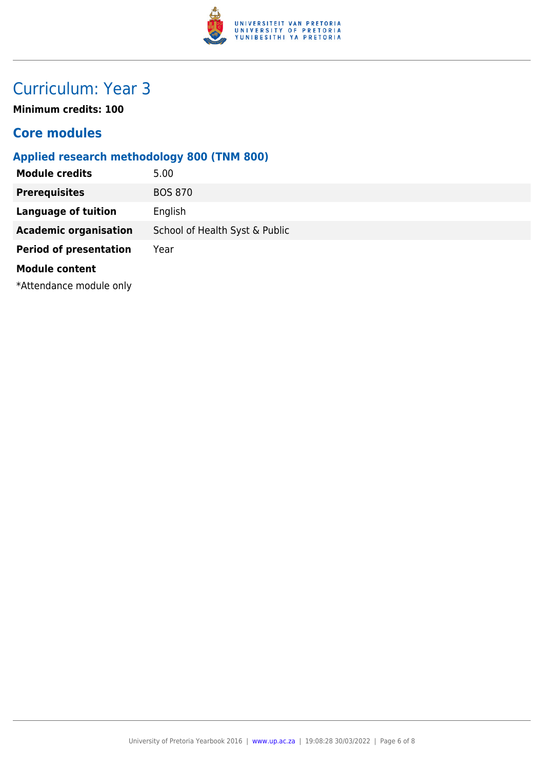## Curriculum: Year 3

**Minimum credits: 100**

### Core modules

#### Applied research methodology 800 (TNM 800)

| | |
|---|---|
| **Module credits** | 5.00 |
| **Prerequisites** | BOS 870 |
| **Language of tuition** | English |
| **Academic organisation** | School of Health Syst & Public |
| **Period of presentation** | Year |

**Module content**

*Attendance module only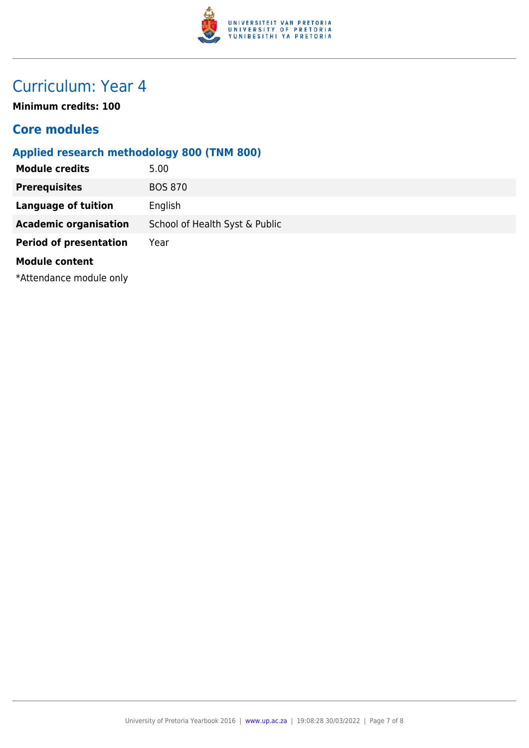# Curriculum: Year 4

**Minimum credits: 100**

## Core modules

### Applied research methodology 800 (TNM 800)

| | |
|---|---|
| **Module credits** | 5.00 |
| **Prerequisites** | BOS 870 |
| **Language of tuition** | English |
| **Academic organisation** | School of Health Syst & Public |
| **Period of presentation** | Year |

**Module content**

*Attendance module only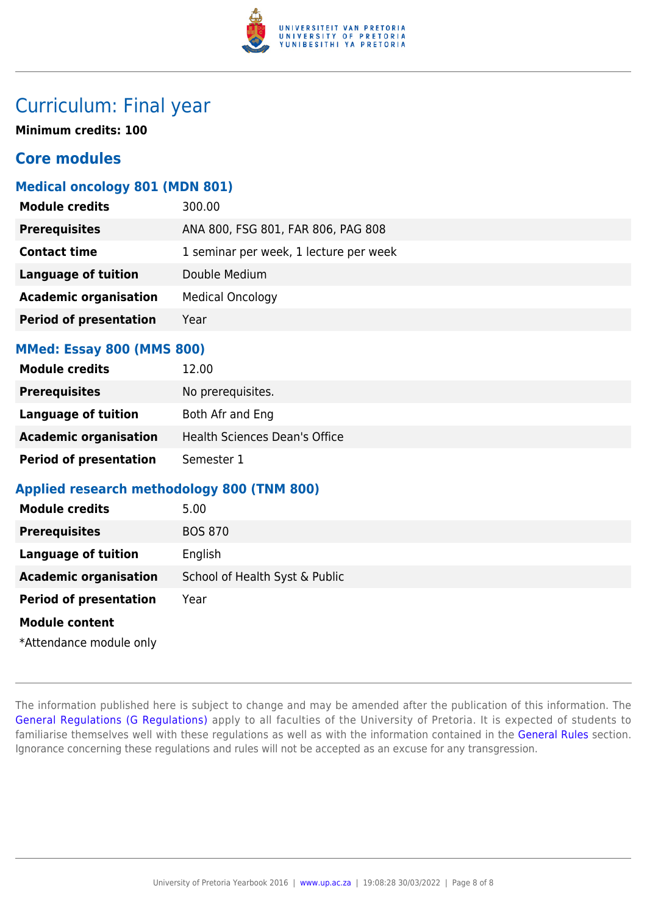## Curriculum: Final year

**Minimum credits: 100**

### Core modules

#### Medical oncology 801 (MDN 801)

| | |
|---|---|
| **Module credits** | 300.00 |
| **Prerequisites** | ANA 800, FSG 801, FAR 806, PAG 808 |
| **Contact time** | 1 seminar per week, 1 lecture per week |
| **Language of tuition** | Double Medium |
| **Academic organisation** | Medical Oncology |
| **Period of presentation** | Year |

#### MMed: Essay 800 (MMS 800)

| | |
|---|---|
| **Module credits** | 12.00 |
| **Prerequisites** | No prerequisites. |
| **Language of tuition** | Both Afr and Eng |
| **Academic organisation** | Health Sciences Dean's Office |
| **Period of presentation** | Semester 1 |

#### Applied research methodology 800 (TNM 800)

| | |
|---|---|
| **Module credits** | 5.00 |
| **Prerequisites** | BOS 870 |
| **Language of tuition** | English |
| **Academic organisation** | School of Health Syst & Public |
| **Period of presentation** | Year |

**Module content**

*Attendance module only

The information published here is subject to change and may be amended after the publication of this information. The General Regulations (G Regulations) apply to all faculties of the University of Pretoria. It is expected of students to familiarise themselves well with these regulations as well as with the information contained in the General Rules section. Ignorance concerning these regulations and rules will not be accepted as an excuse for any transgression.